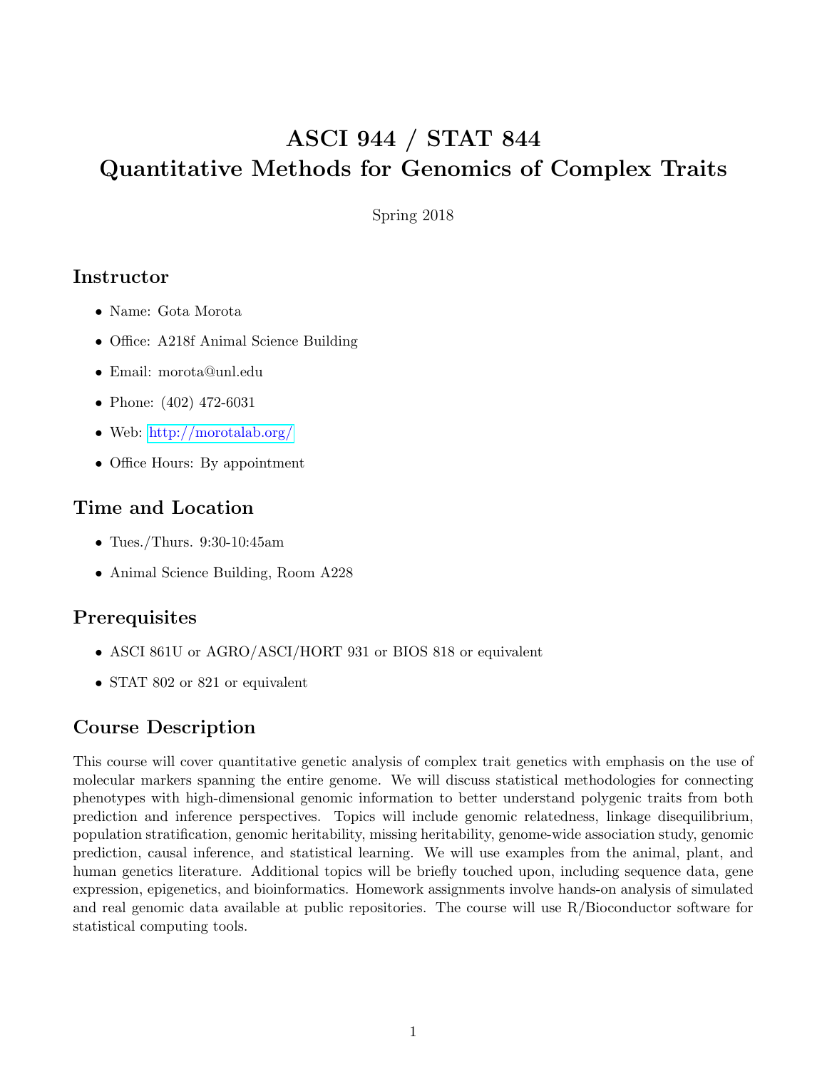# ASCI 944 / STAT 844
# Quantitative Methods for Genomics of Complex Traits

Spring 2018

## Instructor

- Name: Gota Morota
- Office: A218f Animal Science Building
- Email: morota@unl.edu
- Phone: (402) 472-6031
- Web: http://morotalab.org/
- Office Hours: By appointment

## Time and Location

- Tues./Thurs. 9:30-10:45am
- Animal Science Building, Room A228

## Prerequisites

- ASCI 861U or AGRO/ASCI/HORT 931 or BIOS 818 or equivalent
- STAT 802 or 821 or equivalent

## Course Description

This course will cover quantitative genetic analysis of complex trait genetics with emphasis on the use of molecular markers spanning the entire genome. We will discuss statistical methodologies for connecting phenotypes with high-dimensional genomic information to better understand polygenic traits from both prediction and inference perspectives. Topics will include genomic relatedness, linkage disequilibrium, population stratification, genomic heritability, missing heritability, genome-wide association study, genomic prediction, causal inference, and statistical learning. We will use examples from the animal, plant, and human genetics literature. Additional topics will be briefly touched upon, including sequence data, gene expression, epigenetics, and bioinformatics. Homework assignments involve hands-on analysis of simulated and real genomic data available at public repositories. The course will use R/Bioconductor software for statistical computing tools.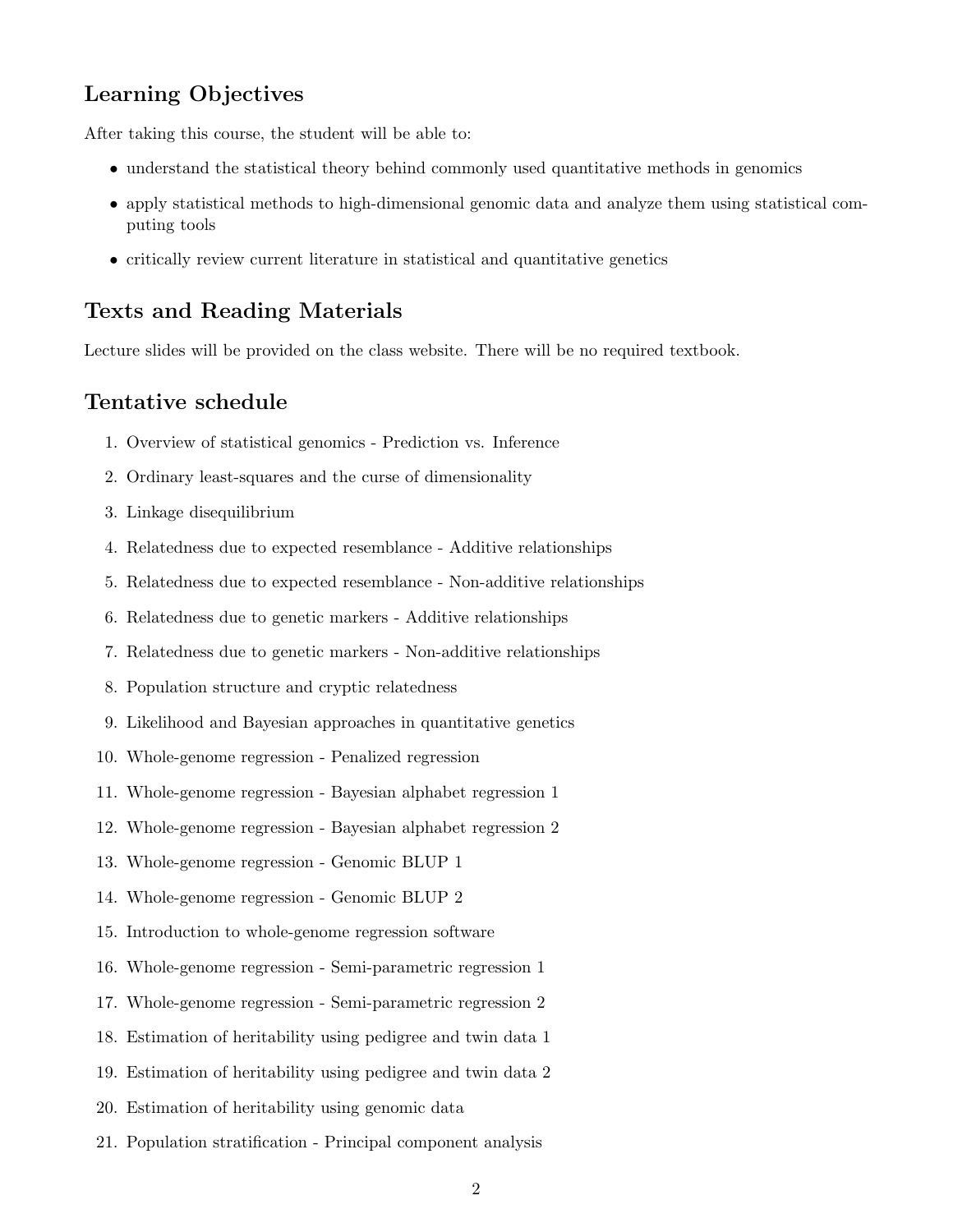## Learning Objectives

After taking this course, the student will be able to:

- understand the statistical theory behind commonly used quantitative methods in genomics
- apply statistical methods to high-dimensional genomic data and analyze them using statistical computing tools
- critically review current literature in statistical and quantitative genetics

## Texts and Reading Materials

Lecture slides will be provided on the class website. There will be no required textbook.

## Tentative schedule

1. Overview of statistical genomics - Prediction vs. Inference
2. Ordinary least-squares and the curse of dimensionality
3. Linkage disequilibrium
4. Relatedness due to expected resemblance - Additive relationships
5. Relatedness due to expected resemblance - Non-additive relationships
6. Relatedness due to genetic markers - Additive relationships
7. Relatedness due to genetic markers - Non-additive relationships
8. Population structure and cryptic relatedness
9. Likelihood and Bayesian approaches in quantitative genetics
10. Whole-genome regression - Penalized regression
11. Whole-genome regression - Bayesian alphabet regression 1
12. Whole-genome regression - Bayesian alphabet regression 2
13. Whole-genome regression - Genomic BLUP 1
14. Whole-genome regression - Genomic BLUP 2
15. Introduction to whole-genome regression software
16. Whole-genome regression - Semi-parametric regression 1
17. Whole-genome regression - Semi-parametric regression 2
18. Estimation of heritability using pedigree and twin data 1
19. Estimation of heritability using pedigree and twin data 2
20. Estimation of heritability using genomic data
21. Population stratification - Principal component analysis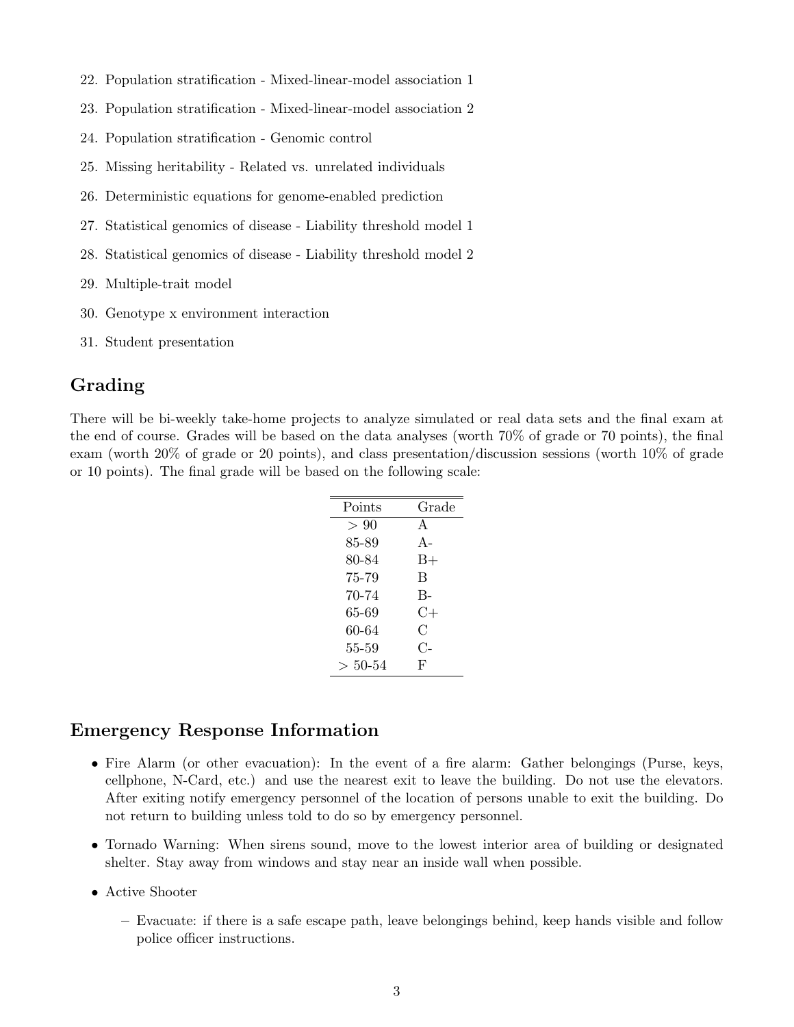22. Population stratification - Mixed-linear-model association 1
23. Population stratification - Mixed-linear-model association 2
24. Population stratification - Genomic control
25. Missing heritability - Related vs. unrelated individuals
26. Deterministic equations for genome-enabled prediction
27. Statistical genomics of disease - Liability threshold model 1
28. Statistical genomics of disease - Liability threshold model 2
29. Multiple-trait model
30. Genotype x environment interaction
31. Student presentation

## Grading

There will be bi-weekly take-home projects to analyze simulated or real data sets and the final exam at the end of course. Grades will be based on the data analyses (worth 70% of grade or 70 points), the final exam (worth 20% of grade or 20 points), and class presentation/discussion sessions (worth 10% of grade or 10 points). The final grade will be based on the following scale:

| Points | Grade |
|---|---|
| $> 90$ | A |
| 85-89 | A- |
| 80-84 | B+ |
| 75-79 | B |
| 70-74 | B- |
| 65-69 | C+ |
| 60-64 | C |
| 55-59 | C- |
| $>$ 50-54 | F |

## Emergency Response Information

- Fire Alarm (or other evacuation): In the event of a fire alarm: Gather belongings (Purse, keys, cellphone, N-Card, etc.) and use the nearest exit to leave the building. Do not use the elevators. After exiting notify emergency personnel of the location of persons unable to exit the building. Do not return to building unless told to do so by emergency personnel.
- Tornado Warning: When sirens sound, move to the lowest interior area of building or designated shelter. Stay away from windows and stay near an inside wall when possible.
- Active Shooter
  - Evacuate: if there is a safe escape path, leave belongings behind, keep hands visible and follow police officer instructions.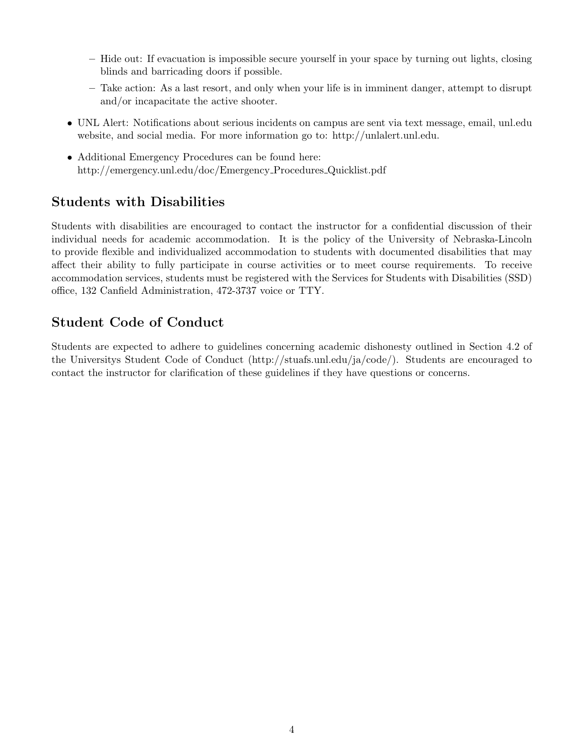- Hide out: If evacuation is impossible secure yourself in your space by turning out lights, closing blinds and barricading doors if possible.
  - Take action: As a last resort, and only when your life is in imminent danger, attempt to disrupt and/or incapacitate the active shooter.

- UNL Alert: Notifications about serious incidents on campus are sent via text message, email, unl.edu website, and social media. For more information go to: http://unlalert.unl.edu.
- Additional Emergency Procedures can be found here: http://emergency.unl.edu/doc/Emergency_Procedures_Quicklist.pdf

## Students with Disabilities

Students with disabilities are encouraged to contact the instructor for a confidential discussion of their individual needs for academic accommodation. It is the policy of the University of Nebraska-Lincoln to provide flexible and individualized accommodation to students with documented disabilities that may affect their ability to fully participate in course activities or to meet course requirements. To receive accommodation services, students must be registered with the Services for Students with Disabilities (SSD) office, 132 Canfield Administration, 472-3737 voice or TTY.

## Student Code of Conduct

Students are expected to adhere to guidelines concerning academic dishonesty outlined in Section 4.2 of the Universitys Student Code of Conduct (http://stuafs.unl.edu/ja/code/). Students are encouraged to contact the instructor for clarification of these guidelines if they have questions or concerns.